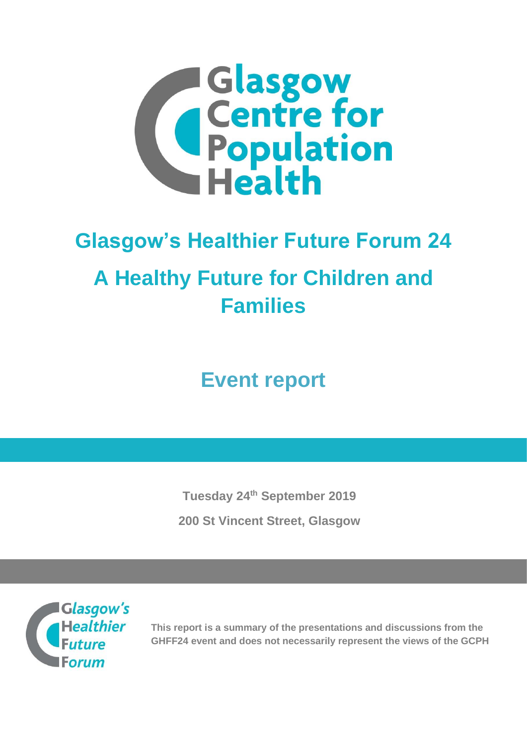Glasgow Centre for Population Health

# Glasgow's Healthier Future Forum 24

# A Healthy Future for Children and Families

## Event report

**Tuesday 24th September 2019**

**200 St Vincent Street, Glasgow**

Glasgow's Healthier Future Forum

**This report is a summary of the presentations and discussions from the GHFF24 event and does not necessarily represent the views of the GCPH**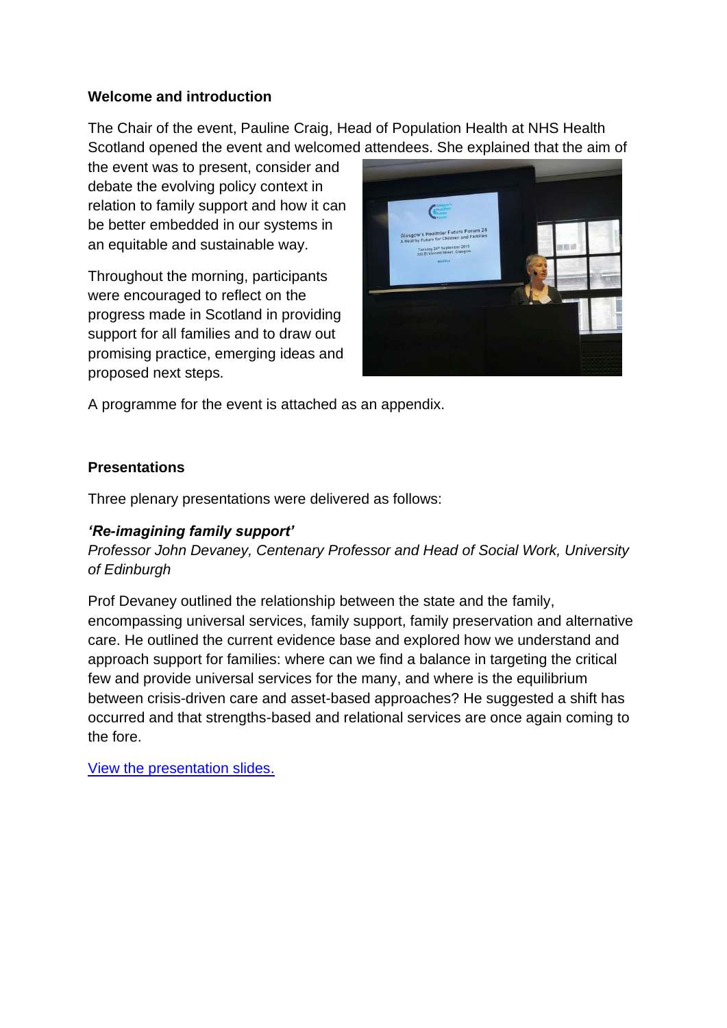## Welcome and introduction

The Chair of the event, Pauline Craig, Head of Population Health at NHS Health Scotland opened the event and welcomed attendees. She explained that the aim of the event was to present, consider and debate the evolving policy context in relation to family support and how it can be better embedded in our systems in an equitable and sustainable way.

Throughout the morning, participants were encouraged to reflect on the progress made in Scotland in providing support for all families and to draw out promising practice, emerging ideas and proposed next steps.

A programme for the event is attached as an appendix.

## Presentations

Three plenary presentations were delivered as follows:

### *'Re-imagining family support'*

*Professor John Devaney, Centenary Professor and Head of Social Work, University of Edinburgh*

Prof Devaney outlined the relationship between the state and the family, encompassing universal services, family support, family preservation and alternative care. He outlined the current evidence base and explored how we understand and approach support for families: where can we find a balance in targeting the critical few and provide universal services for the many, and where is the equilibrium between crisis-driven care and asset-based approaches? He suggested a shift has occurred and that strengths-based and relational services are once again coming to the fore.

View the presentation slides.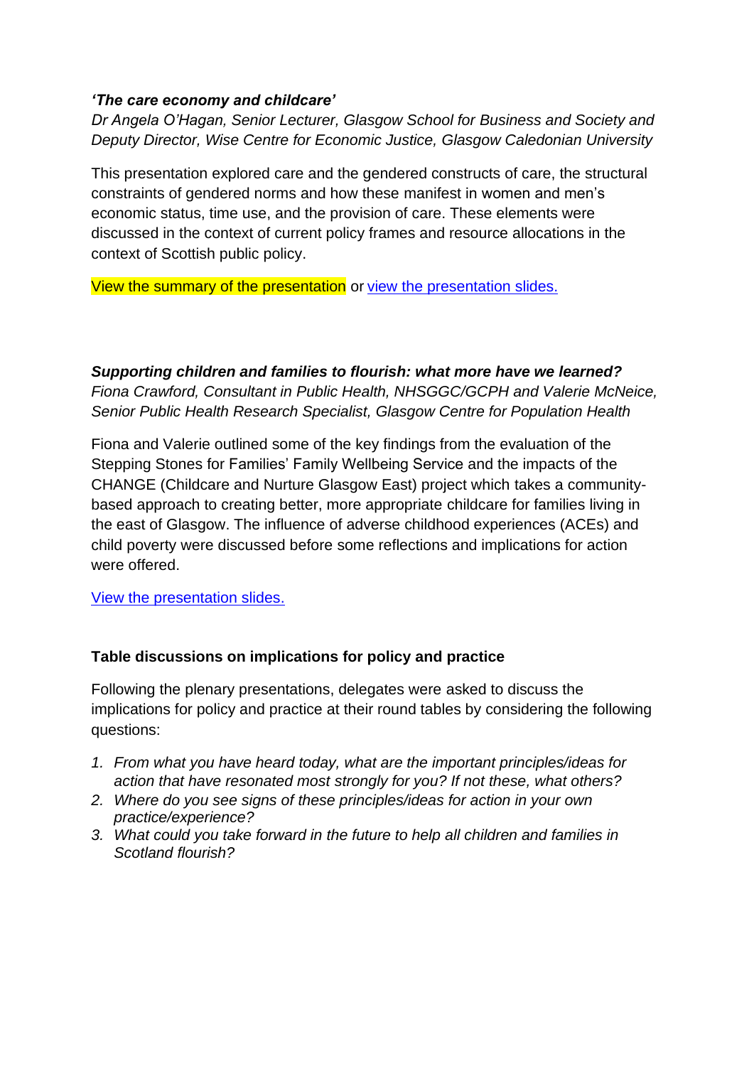***'The care economy and childcare'***

*Dr Angela O'Hagan, Senior Lecturer, Glasgow School for Business and Society and Deputy Director, Wise Centre for Economic Justice, Glasgow Caledonian University*

This presentation explored care and the gendered constructs of care, the structural constraints of gendered norms and how these manifest in women and men's economic status, time use, and the provision of care. These elements were discussed in the context of current policy frames and resource allocations in the context of Scottish public policy.

View the summary of the presentation or view the presentation slides.

***Supporting children and families to flourish: what more have we learned?***

*Fiona Crawford, Consultant in Public Health, NHSGGC/GCPH and Valerie McNeice, Senior Public Health Research Specialist, Glasgow Centre for Population Health*

Fiona and Valerie outlined some of the key findings from the evaluation of the Stepping Stones for Families' Family Wellbeing Service and the impacts of the CHANGE (Childcare and Nurture Glasgow East) project which takes a community-based approach to creating better, more appropriate childcare for families living in the east of Glasgow. The influence of adverse childhood experiences (ACEs) and child poverty were discussed before some reflections and implications for action were offered.

View the presentation slides.

**Table discussions on implications for policy and practice**

Following the plenary presentations, delegates were asked to discuss the implications for policy and practice at their round tables by considering the following questions:

1. *From what you have heard today, what are the important principles/ideas for action that have resonated most strongly for you? If not these, what others?*
2. *Where do you see signs of these principles/ideas for action in your own practice/experience?*
3. *What could you take forward in the future to help all children and families in Scotland flourish?*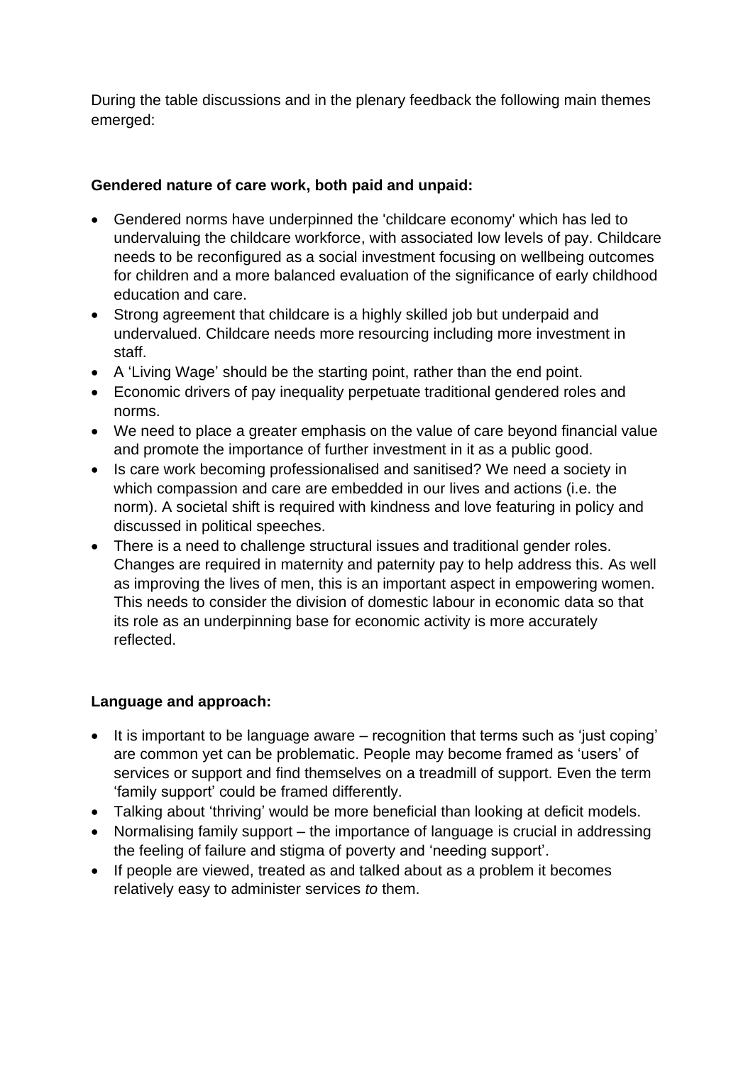During the table discussions and in the plenary feedback the following main themes emerged:

**Gendered nature of care work, both paid and unpaid:**

- Gendered norms have underpinned the 'childcare economy' which has led to undervaluing the childcare workforce, with associated low levels of pay. Childcare needs to be reconfigured as a social investment focusing on wellbeing outcomes for children and a more balanced evaluation of the significance of early childhood education and care.
- Strong agreement that childcare is a highly skilled job but underpaid and undervalued. Childcare needs more resourcing including more investment in staff.
- A 'Living Wage' should be the starting point, rather than the end point.
- Economic drivers of pay inequality perpetuate traditional gendered roles and norms.
- We need to place a greater emphasis on the value of care beyond financial value and promote the importance of further investment in it as a public good.
- Is care work becoming professionalised and sanitised? We need a society in which compassion and care are embedded in our lives and actions (i.e. the norm). A societal shift is required with kindness and love featuring in policy and discussed in political speeches.
- There is a need to challenge structural issues and traditional gender roles. Changes are required in maternity and paternity pay to help address this. As well as improving the lives of men, this is an important aspect in empowering women. This needs to consider the division of domestic labour in economic data so that its role as an underpinning base for economic activity is more accurately reflected.

**Language and approach:**

- It is important to be language aware – recognition that terms such as 'just coping' are common yet can be problematic. People may become framed as 'users' of services or support and find themselves on a treadmill of support. Even the term 'family support' could be framed differently.
- Talking about 'thriving' would be more beneficial than looking at deficit models.
- Normalising family support – the importance of language is crucial in addressing the feeling of failure and stigma of poverty and 'needing support'.
- If people are viewed, treated as and talked about as a problem it becomes relatively easy to administer services *to* them.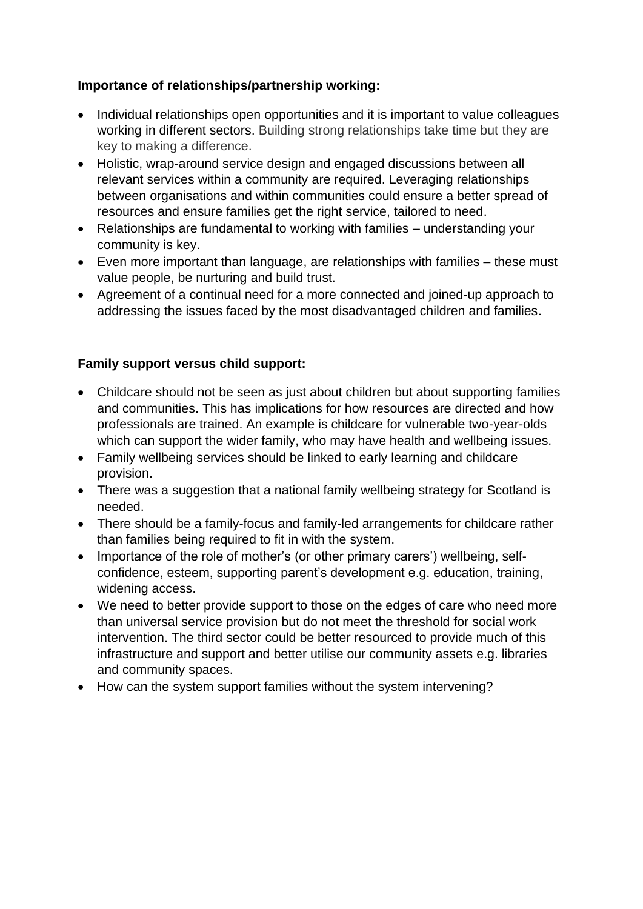**Importance of relationships/partnership working:**

- Individual relationships open opportunities and it is important to value colleagues working in different sectors. Building strong relationships take time but they are key to making a difference.
- Holistic, wrap-around service design and engaged discussions between all relevant services within a community are required. Leveraging relationships between organisations and within communities could ensure a better spread of resources and ensure families get the right service, tailored to need.
- Relationships are fundamental to working with families – understanding your community is key.
- Even more important than language, are relationships with families – these must value people, be nurturing and build trust.
- Agreement of a continual need for a more connected and joined-up approach to addressing the issues faced by the most disadvantaged children and families.

**Family support versus child support:**

- Childcare should not be seen as just about children but about supporting families and communities. This has implications for how resources are directed and how professionals are trained. An example is childcare for vulnerable two-year-olds which can support the wider family, who may have health and wellbeing issues.
- Family wellbeing services should be linked to early learning and childcare provision.
- There was a suggestion that a national family wellbeing strategy for Scotland is needed.
- There should be a family-focus and family-led arrangements for childcare rather than families being required to fit in with the system.
- Importance of the role of mother's (or other primary carers') wellbeing, self-confidence, esteem, supporting parent's development e.g. education, training, widening access.
- We need to better provide support to those on the edges of care who need more than universal service provision but do not meet the threshold for social work intervention. The third sector could be better resourced to provide much of this infrastructure and support and better utilise our community assets e.g. libraries and community spaces.
- How can the system support families without the system intervening?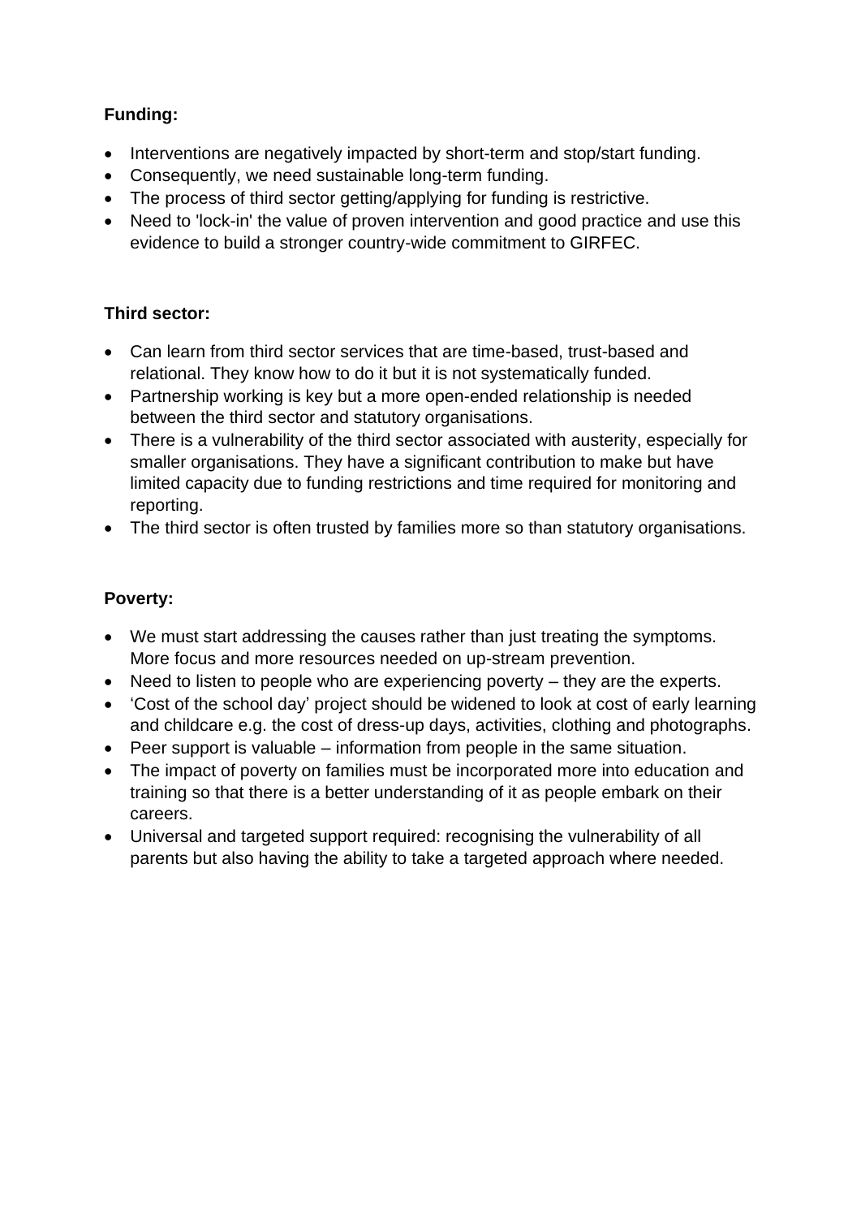**Funding:**

- Interventions are negatively impacted by short-term and stop/start funding.
- Consequently, we need sustainable long-term funding.
- The process of third sector getting/applying for funding is restrictive.
- Need to 'lock-in' the value of proven intervention and good practice and use this evidence to build a stronger country-wide commitment to GIRFEC.

**Third sector:**

- Can learn from third sector services that are time-based, trust-based and relational. They know how to do it but it is not systematically funded.
- Partnership working is key but a more open-ended relationship is needed between the third sector and statutory organisations.
- There is a vulnerability of the third sector associated with austerity, especially for smaller organisations. They have a significant contribution to make but have limited capacity due to funding restrictions and time required for monitoring and reporting.
- The third sector is often trusted by families more so than statutory organisations.

**Poverty:**

- We must start addressing the causes rather than just treating the symptoms. More focus and more resources needed on up-stream prevention.
- Need to listen to people who are experiencing poverty – they are the experts.
- 'Cost of the school day' project should be widened to look at cost of early learning and childcare e.g. the cost of dress-up days, activities, clothing and photographs.
- Peer support is valuable – information from people in the same situation.
- The impact of poverty on families must be incorporated more into education and training so that there is a better understanding of it as people embark on their careers.
- Universal and targeted support required: recognising the vulnerability of all parents but also having the ability to take a targeted approach where needed.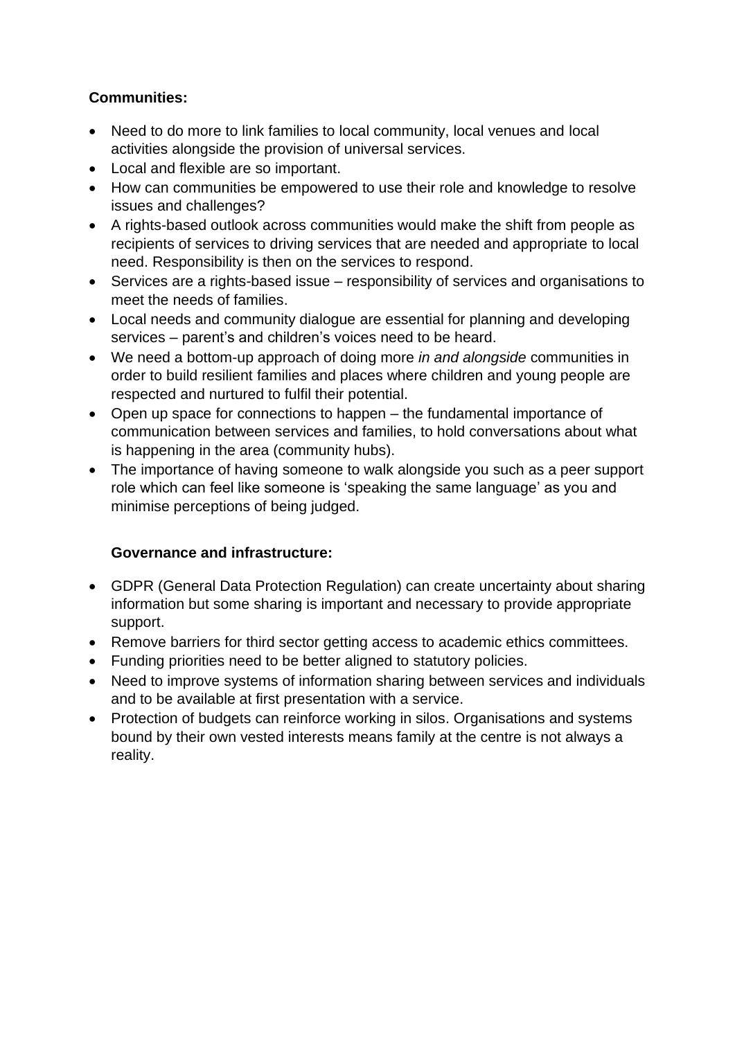**Communities:**

- Need to do more to link families to local community, local venues and local activities alongside the provision of universal services.
- Local and flexible are so important.
- How can communities be empowered to use their role and knowledge to resolve issues and challenges?
- A rights-based outlook across communities would make the shift from people as recipients of services to driving services that are needed and appropriate to local need. Responsibility is then on the services to respond.
- Services are a rights-based issue – responsibility of services and organisations to meet the needs of families.
- Local needs and community dialogue are essential for planning and developing services – parent's and children's voices need to be heard.
- We need a bottom-up approach of doing more *in and alongside* communities in order to build resilient families and places where children and young people are respected and nurtured to fulfil their potential.
- Open up space for connections to happen – the fundamental importance of communication between services and families, to hold conversations about what is happening in the area (community hubs).
- The importance of having someone to walk alongside you such as a peer support role which can feel like someone is 'speaking the same language' as you and minimise perceptions of being judged.

**Governance and infrastructure:**

- GDPR (General Data Protection Regulation) can create uncertainty about sharing information but some sharing is important and necessary to provide appropriate support.
- Remove barriers for third sector getting access to academic ethics committees.
- Funding priorities need to be better aligned to statutory policies.
- Need to improve systems of information sharing between services and individuals and to be available at first presentation with a service.
- Protection of budgets can reinforce working in silos. Organisations and systems bound by their own vested interests means family at the centre is not always a reality.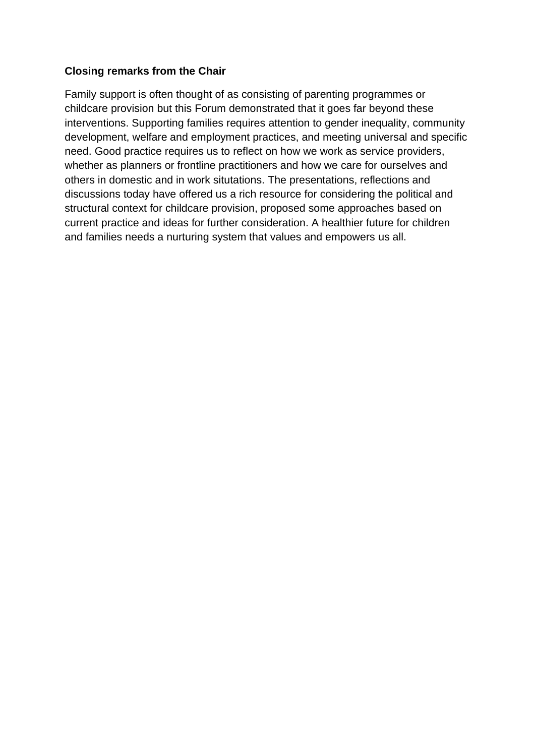**Closing remarks from the Chair**

Family support is often thought of as consisting of parenting programmes or childcare provision but this Forum demonstrated that it goes far beyond these interventions. Supporting families requires attention to gender inequality, community development, welfare and employment practices, and meeting universal and specific need. Good practice requires us to reflect on how we work as service providers, whether as planners or frontline practitioners and how we care for ourselves and others in domestic and in work situtations. The presentations, reflections and discussions today have offered us a rich resource for considering the political and structural context for childcare provision, proposed some approaches based on current practice and ideas for further consideration. A healthier future for children and families needs a nurturing system that values and empowers us all.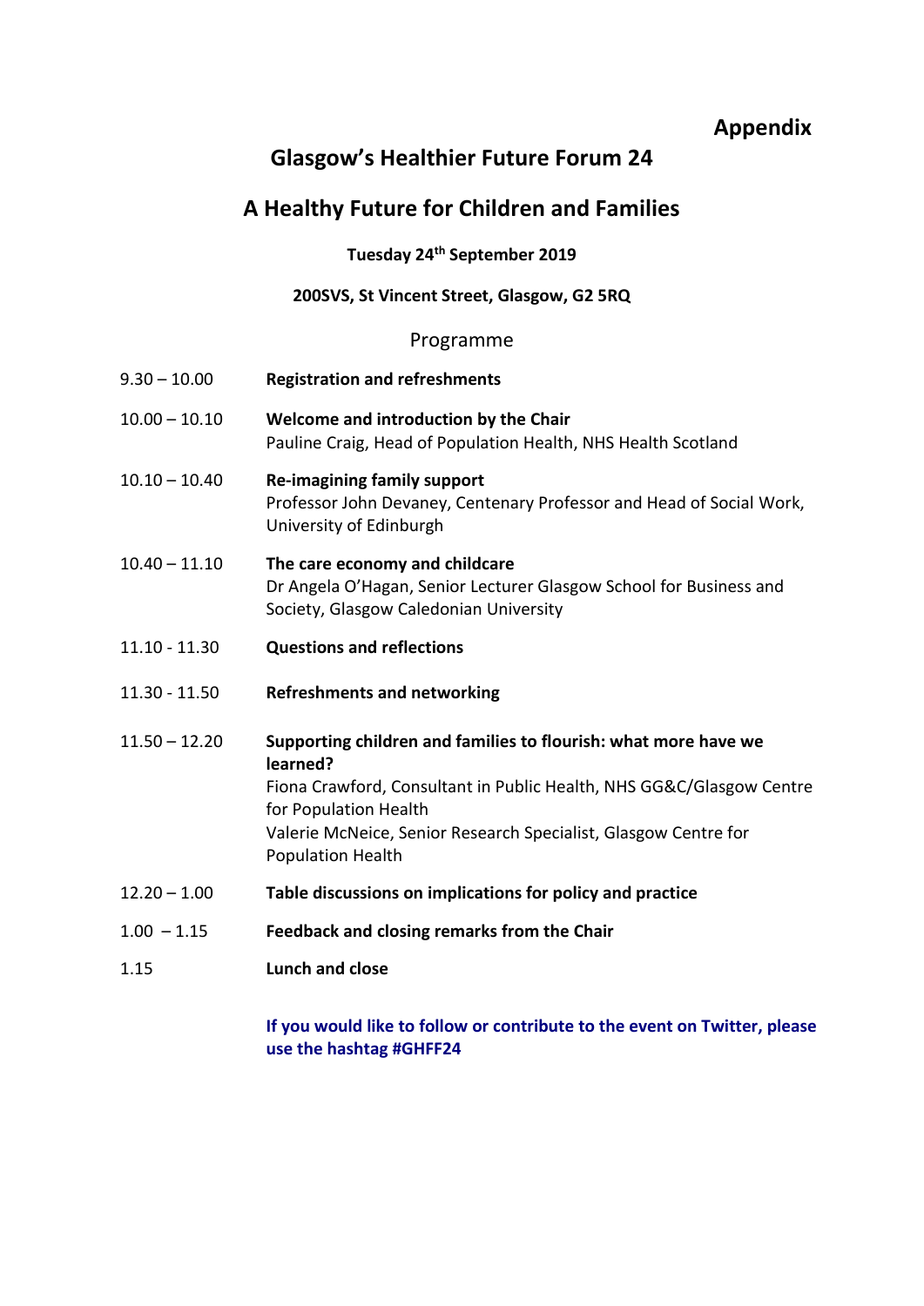## Appendix

# Glasgow's Healthier Future Forum 24

## A Healthy Future for Children and Families

**Tuesday 24th September 2019**

**200SVS, St Vincent Street, Glasgow, G2 5RQ**

Programme

| | |
|---|---|
| 9.30 – 10.00 | **Registration and refreshments** |
| 10.00 – 10.10 | **Welcome and introduction by the Chair**<br>Pauline Craig, Head of Population Health, NHS Health Scotland |
| 10.10 – 10.40 | **Re-imagining family support**<br>Professor John Devaney, Centenary Professor and Head of Social Work, University of Edinburgh |
| 10.40 – 11.10 | **The care economy and childcare**<br>Dr Angela O'Hagan, Senior Lecturer Glasgow School for Business and Society, Glasgow Caledonian University |
| 11.10 - 11.30 | **Questions and reflections** |
| 11.30 - 11.50 | **Refreshments and networking** |
| 11.50 – 12.20 | **Supporting children and families to flourish: what more have we learned?**<br>Fiona Crawford, Consultant in Public Health, NHS GG&C/Glasgow Centre for Population Health<br>Valerie McNeice, Senior Research Specialist, Glasgow Centre for Population Health |
| 12.20 – 1.00 | **Table discussions on implications for policy and practice** |
| 1.00 – 1.15 | **Feedback and closing remarks from the Chair** |
| 1.15 | **Lunch and close** |

**If you would like to follow or contribute to the event on Twitter, please use the hashtag #GHFF24**